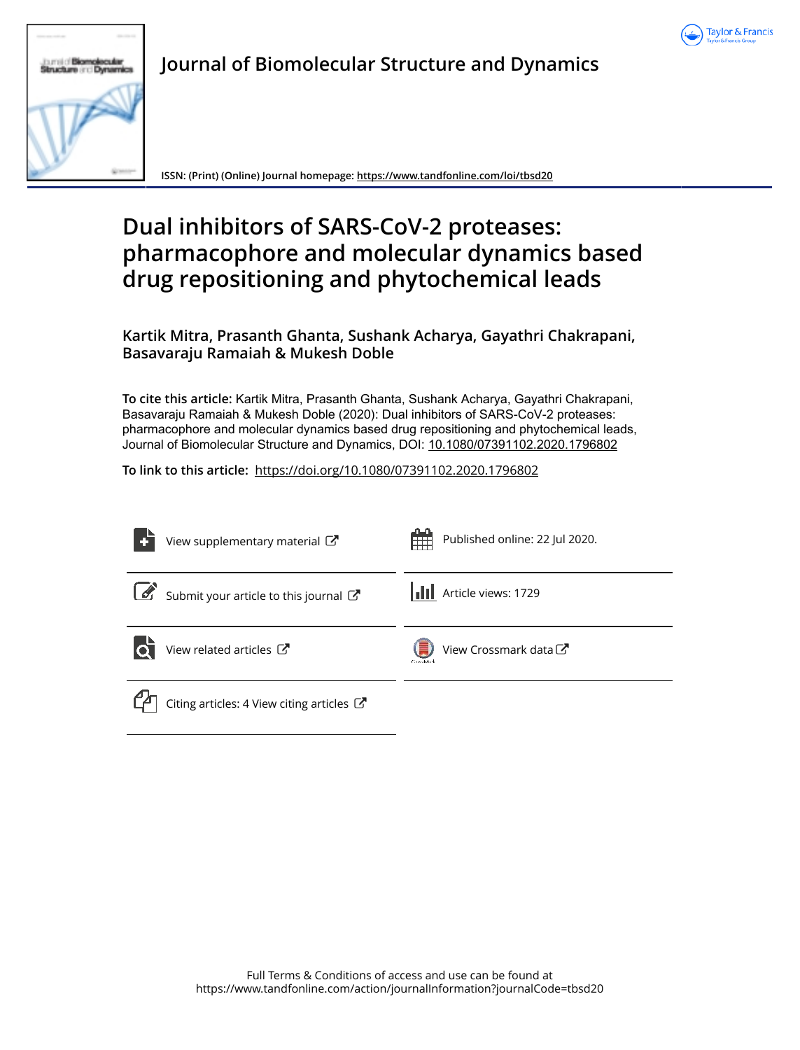Journal of Biomolecular Structure and Dynamics

ISSN: (Print) (Online) Journal homepage: https://www.tandfonline.com/loi/tbsd20

# Dual inhibitors of SARS-CoV-2 proteases: pharmacophore and molecular dynamics based drug repositioning and phytochemical leads

**Kartik Mitra, Prasanth Ghanta, Sushank Acharya, Gayathri Chakrapani, Basavaraju Ramaiah & Mukesh Doble**

**To cite this article:** Kartik Mitra, Prasanth Ghanta, Sushank Acharya, Gayathri Chakrapani, Basavaraju Ramaiah & Mukesh Doble (2020): Dual inhibitors of SARS-CoV-2 proteases: pharmacophore and molecular dynamics based drug repositioning and phytochemical leads, Journal of Biomolecular Structure and Dynamics, DOI: 10.1080/07391102.2020.1796802

**To link to this article:** https://doi.org/10.1080/07391102.2020.1796802

View supplementary material

Published online: 22 Jul 2020.

Submit your article to this journal

Article views: 1729

View related articles

View Crossmark data

Citing articles: 4 View citing articles

Full Terms & Conditions of access and use can be found at
https://www.tandfonline.com/action/journalInformation?journalCode=tbsd20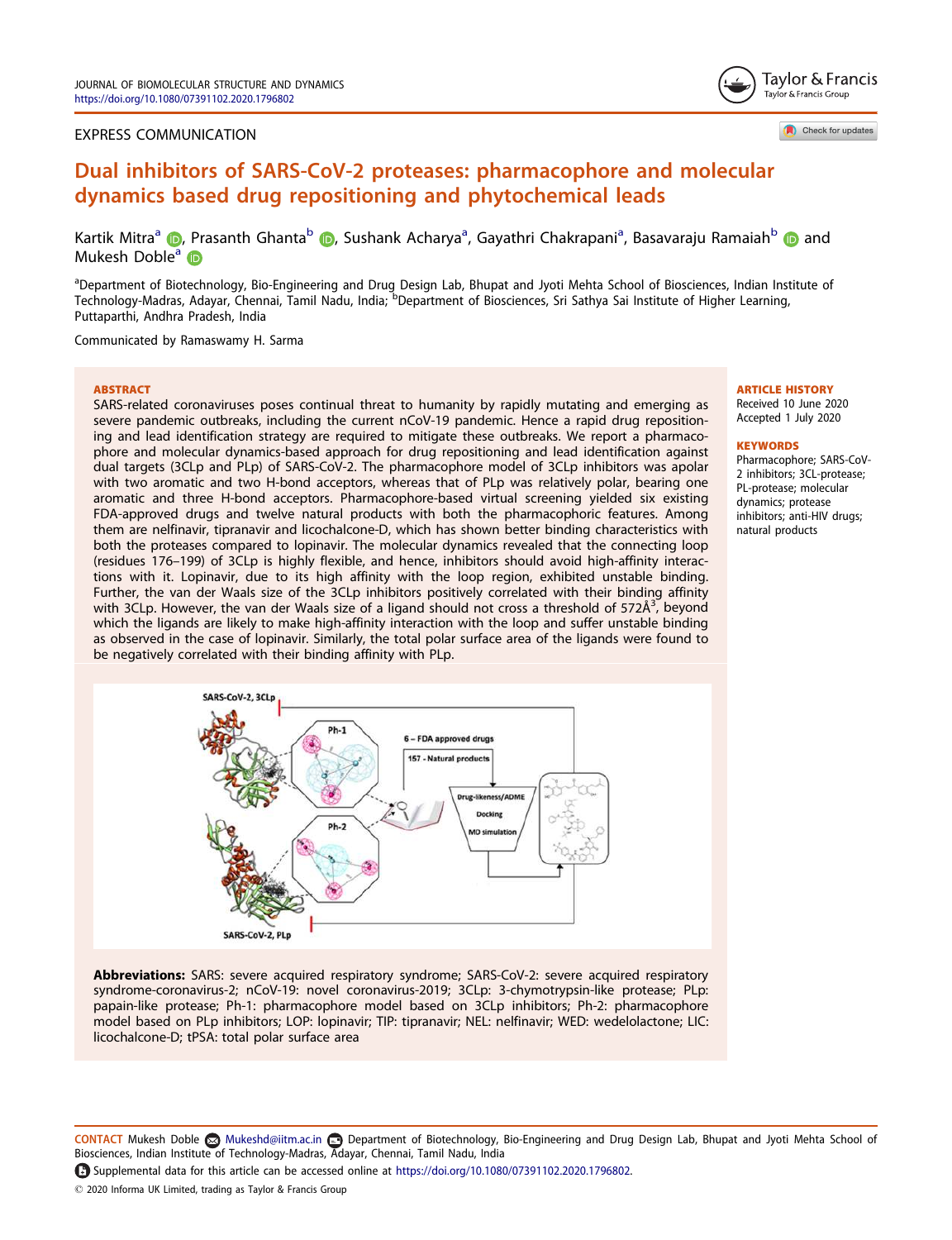EXPRESS COMMUNICATION

# Dual inhibitors of SARS-CoV-2 proteases: pharmacophore and molecular dynamics based drug repositioning and phytochemical leads

Kartik Mitra[a], Prasanth Ghanta[b], Sushank Acharya[a], Gayathri Chakrapani[a], Basavaraju Ramaiah[b] and Mukesh Doble[a]

[a]Department of Biotechnology, Bio-Engineering and Drug Design Lab, Bhupat and Jyoti Mehta School of Biosciences, Indian Institute of Technology-Madras, Adayar, Chennai, Tamil Nadu, India; [b]Department of Biosciences, Sri Sathya Sai Institute of Higher Learning, Puttaparthi, Andhra Pradesh, India

Communicated by Ramaswamy H. Sarma

## ABSTRACT

SARS-related coronaviruses poses continual threat to humanity by rapidly mutating and emerging as severe pandemic outbreaks, including the current nCoV-19 pandemic. Hence a rapid drug repositioning and lead identification strategy are required to mitigate these outbreaks. We report a pharmacophore and molecular dynamics-based approach for drug repositioning and lead identification against dual targets (3CLp and PLp) of SARS-CoV-2. The pharmacophore model of 3CLp inhibitors was apolar with two aromatic and two H-bond acceptors, whereas that of PLp was relatively polar, bearing one aromatic and three H-bond acceptors. Pharmacophore-based virtual screening yielded six existing FDA-approved drugs and twelve natural products with both the pharmacophoric features. Among them are nelfinavir, tipranavir and licochalcone-D, which has shown better binding characteristics with both the proteases compared to lopinavir. The molecular dynamics revealed that the connecting loop (residues 176–199) of 3CLp is highly flexible, and hence, inhibitors should avoid high-affinity interactions with it. Lopinavir, due to its high affinity with the loop region, exhibited unstable binding. Further, the van der Waals size of the 3CLp inhibitors positively correlated with their binding affinity with 3CLp. However, the van der Waals size of a ligand should not cross a threshold of 572Å$^3$, beyond which the ligands are likely to make high-affinity interaction with the loop and suffer unstable binding as observed in the case of lopinavir. Similarly, the total polar surface area of the ligands were found to be negatively correlated with their binding affinity with PLp.

**ARTICLE HISTORY**
Received 10 June 2020
Accepted 1 July 2020

**KEYWORDS**
Pharmacophore; SARS-CoV-2 inhibitors; 3CL-protease; PL-protease; molecular dynamics; protease inhibitors; anti-HIV drugs; natural products

**Abbreviations:** SARS: severe acquired respiratory syndrome; SARS-CoV-2: severe acquired respiratory syndrome-coronavirus-2; nCoV-19: novel coronavirus-2019; 3CLp: 3-chymotrypsin-like protease; PLp: papain-like protease; Ph-1: pharmacophore model based on 3CLp inhibitors; Ph-2: pharmacophore model based on PLp inhibitors; LOP: lopinavir; TIP: tipranavir; NEL: nelfinavir; WED: wedelolactone; LIC: licochalcone-D; tPSA: total polar surface area

CONTACT Mukesh Doble Mukeshd@iitm.ac.in Department of Biotechnology, Bio-Engineering and Drug Design Lab, Bhupat and Jyoti Mehta School of Biosciences, Indian Institute of Technology-Madras, Adayar, Chennai, Tamil Nadu, India

Supplemental data for this article can be accessed online at https://doi.org/10.1080/07391102.2020.1796802.

© 2020 Informa UK Limited, trading as Taylor & Francis Group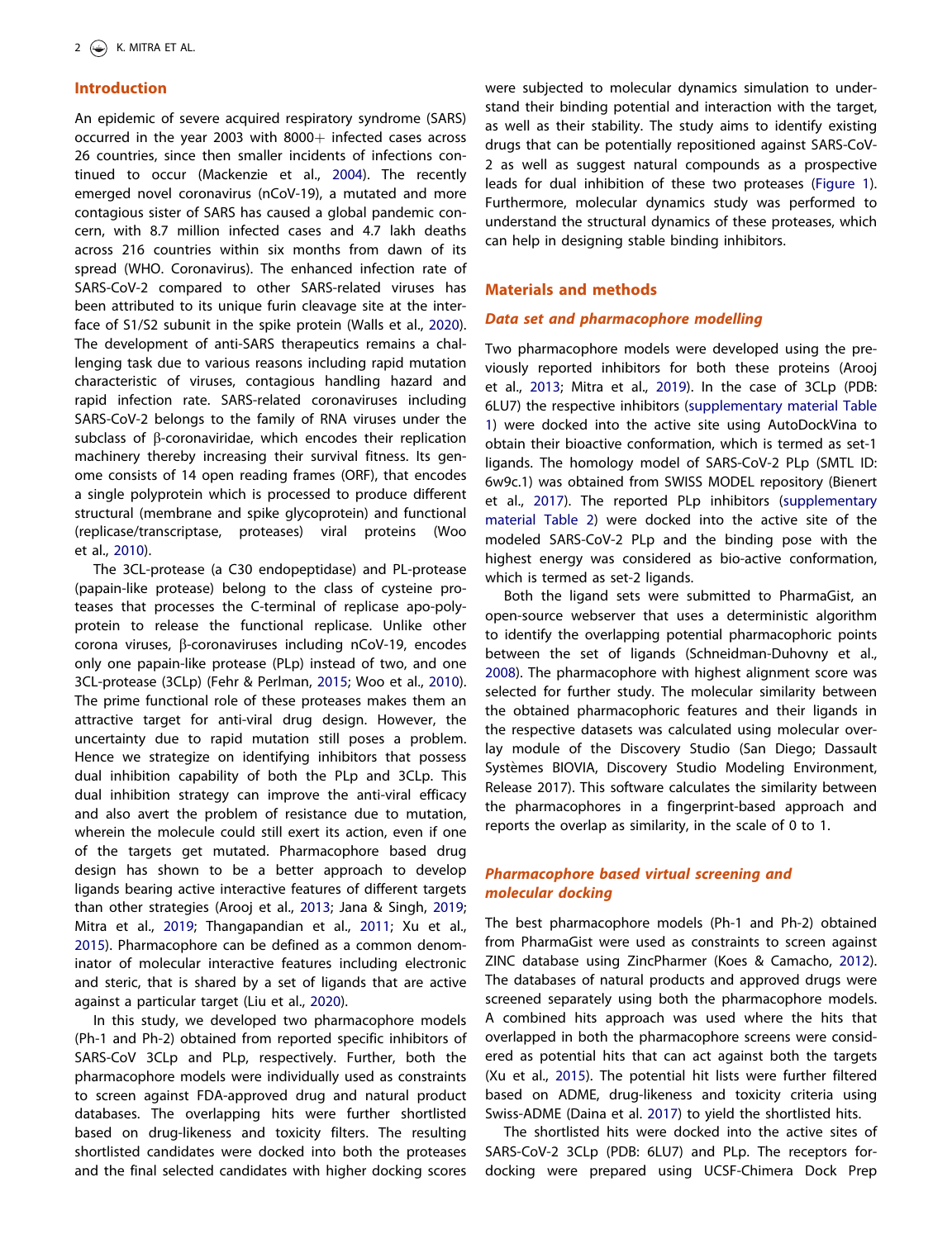## Introduction

An epidemic of severe acquired respiratory syndrome (SARS) occurred in the year 2003 with 8000+ infected cases across 26 countries, since then smaller incidents of infections continued to occur (Mackenzie et al., 2004). The recently emerged novel coronavirus (nCoV-19), a mutated and more contagious sister of SARS has caused a global pandemic concern, with 8.7 million infected cases and 4.7 lakh deaths across 216 countries within six months from dawn of its spread (WHO. Coronavirus). The enhanced infection rate of SARS-CoV-2 compared to other SARS-related viruses has been attributed to its unique furin cleavage site at the interface of S1/S2 subunit in the spike protein (Walls et al., 2020). The development of anti-SARS therapeutics remains a challenging task due to various reasons including rapid mutation characteristic of viruses, contagious handling hazard and rapid infection rate. SARS-related coronaviruses including SARS-CoV-2 belongs to the family of RNA viruses under the subclass of β-coronaviridae, which encodes their replication machinery thereby increasing their survival fitness. Its genome consists of 14 open reading frames (ORF), that encodes a single polyprotein which is processed to produce different structural (membrane and spike glycoprotein) and functional (replicase/transcriptase, proteases) viral proteins (Woo et al., 2010).

The 3CL-protease (a C30 endopeptidase) and PL-protease (papain-like protease) belong to the class of cysteine proteases that processes the C-terminal of replicase apo-polyprotein to release the functional replicase. Unlike other corona viruses, β-coronaviruses including nCoV-19, encodes only one papain-like protease (PLp) instead of two, and one 3CL-protease (3CLp) (Fehr & Perlman, 2015; Woo et al., 2010). The prime functional role of these proteases makes them an attractive target for anti-viral drug design. However, the uncertainty due to rapid mutation still poses a problem. Hence we strategize on identifying inhibitors that possess dual inhibition capability of both the PLp and 3CLp. This dual inhibition strategy can improve the anti-viral efficacy and also avert the problem of resistance due to mutation, wherein the molecule could still exert its action, even if one of the targets get mutated. Pharmacophore based drug design has shown to be a better approach to develop ligands bearing active interactive features of different targets than other strategies (Arooj et al., 2013; Jana & Singh, 2019; Mitra et al., 2019; Thangapandian et al., 2011; Xu et al., 2015). Pharmacophore can be defined as a common denominator of molecular interactive features including electronic and steric, that is shared by a set of ligands that are active against a particular target (Liu et al., 2020).

In this study, we developed two pharmacophore models (Ph-1 and Ph-2) obtained from reported specific inhibitors of SARS-CoV 3CLp and PLp, respectively. Further, both the pharmacophore models were individually used as constraints to screen against FDA-approved drug and natural product databases. The overlapping hits were further shortlisted based on drug-likeness and toxicity filters. The resulting shortlisted candidates were docked into both the proteases and the final selected candidates with higher docking scores were subjected to molecular dynamics simulation to understand their binding potential and interaction with the target, as well as their stability. The study aims to identify existing drugs that can be potentially repositioned against SARS-CoV-2 as well as suggest natural compounds as a prospective leads for dual inhibition of these two proteases (Figure 1). Furthermore, molecular dynamics study was performed to understand the structural dynamics of these proteases, which can help in designing stable binding inhibitors.

## Materials and methods

### *Data set and pharmacophore modelling*

Two pharmacophore models were developed using the previously reported inhibitors for both these proteins (Arooj et al., 2013; Mitra et al., 2019). In the case of 3CLp (PDB: 6LU7) the respective inhibitors (supplementary material Table 1) were docked into the active site using AutoDockVina to obtain their bioactive conformation, which is termed as set-1 ligands. The homology model of SARS-CoV-2 PLp (SMTL ID: 6w9c.1) was obtained from SWISS MODEL repository (Bienert et al., 2017). The reported PLp inhibitors (supplementary material Table 2) were docked into the active site of the modeled SARS-CoV-2 PLp and the binding pose with the highest energy was considered as bio-active conformation, which is termed as set-2 ligands.

Both the ligand sets were submitted to PharmaGist, an open-source webserver that uses a deterministic algorithm to identify the overlapping potential pharmacophoric points between the set of ligands (Schneidman-Duhovny et al., 2008). The pharmacophore with highest alignment score was selected for further study. The molecular similarity between the obtained pharmacophoric features and their ligands in the respective datasets was calculated using molecular overlay module of the Discovery Studio (San Diego; Dassault Systèmes BIOVIA, Discovery Studio Modeling Environment, Release 2017). This software calculates the similarity between the pharmacophores in a fingerprint-based approach and reports the overlap as similarity, in the scale of 0 to 1.

### *Pharmacophore based virtual screening and molecular docking*

The best pharmacophore models (Ph-1 and Ph-2) obtained from PharmaGist were used as constraints to screen against ZINC database using ZincPharmer (Koes & Camacho, 2012). The databases of natural products and approved drugs were screened separately using both the pharmacophore models. A combined hits approach was used where the hits that overlapped in both the pharmacophore screens were considered as potential hits that can act against both the targets (Xu et al., 2015). The potential hit lists were further filtered based on ADME, drug-likeness and toxicity criteria using Swiss-ADME (Daina et al. 2017) to yield the shortlisted hits.

The shortlisted hits were docked into the active sites of SARS-CoV-2 3CLp (PDB: 6LU7) and PLp. The receptors for docking were prepared using UCSF-Chimera Dock Prep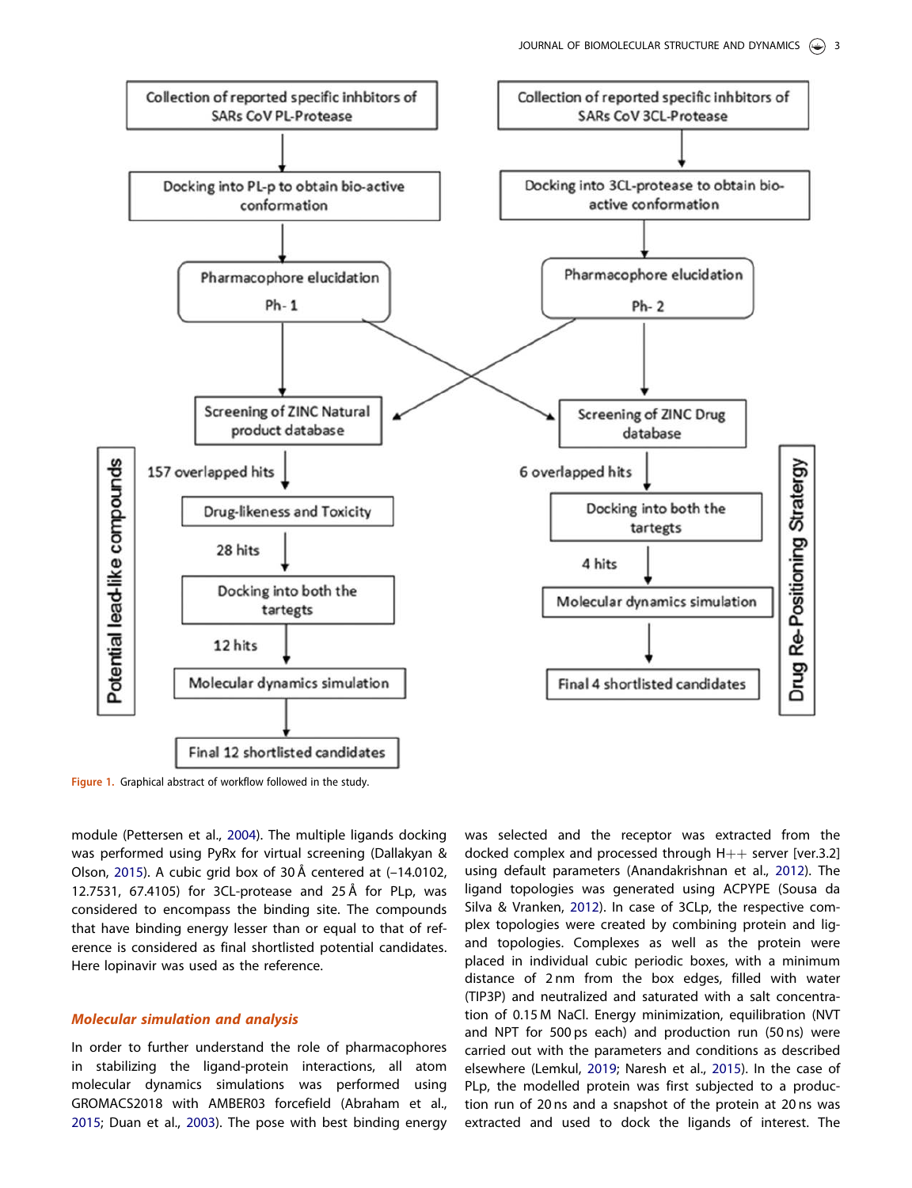Figure 1. Graphical abstract of workflow followed in the study.

module (Pettersen et al., 2004). The multiple ligands docking was performed using PyRx for virtual screening (Dallakyan & Olson, 2015). A cubic grid box of 30 Å centered at (−14.0102, 12.7531, 67.4105) for 3CL-protease and 25 Å for PLp, was considered to encompass the binding site. The compounds that have binding energy lesser than or equal to that of reference is considered as final shortlisted potential candidates. Here lopinavir was used as the reference.

### *Molecular simulation and analysis*

In order to further understand the role of pharmacophores in stabilizing the ligand-protein interactions, all atom molecular dynamics simulations was performed using GROMACS2018 with AMBER03 forcefield (Abraham et al., 2015; Duan et al., 2003). The pose with best binding energy was selected and the receptor was extracted from the docked complex and processed through H++ server [ver.3.2] using default parameters (Anandakrishnan et al., 2012). The ligand topologies was generated using ACPYPE (Sousa da Silva & Vranken, 2012). In case of 3CLp, the respective complex topologies were created by combining protein and ligand topologies. Complexes as well as the protein were placed in individual cubic periodic boxes, with a minimum distance of 2 nm from the box edges, filled with water (TIP3P) and neutralized and saturated with a salt concentration of 0.15 M NaCl. Energy minimization, equilibration (NVT and NPT for 500 ps each) and production run (50 ns) were carried out with the parameters and conditions as described elsewhere (Lemkul, 2019; Naresh et al., 2015). In the case of PLp, the modelled protein was first subjected to a production run of 20 ns and a snapshot of the protein at 20 ns was extracted and used to dock the ligands of interest. The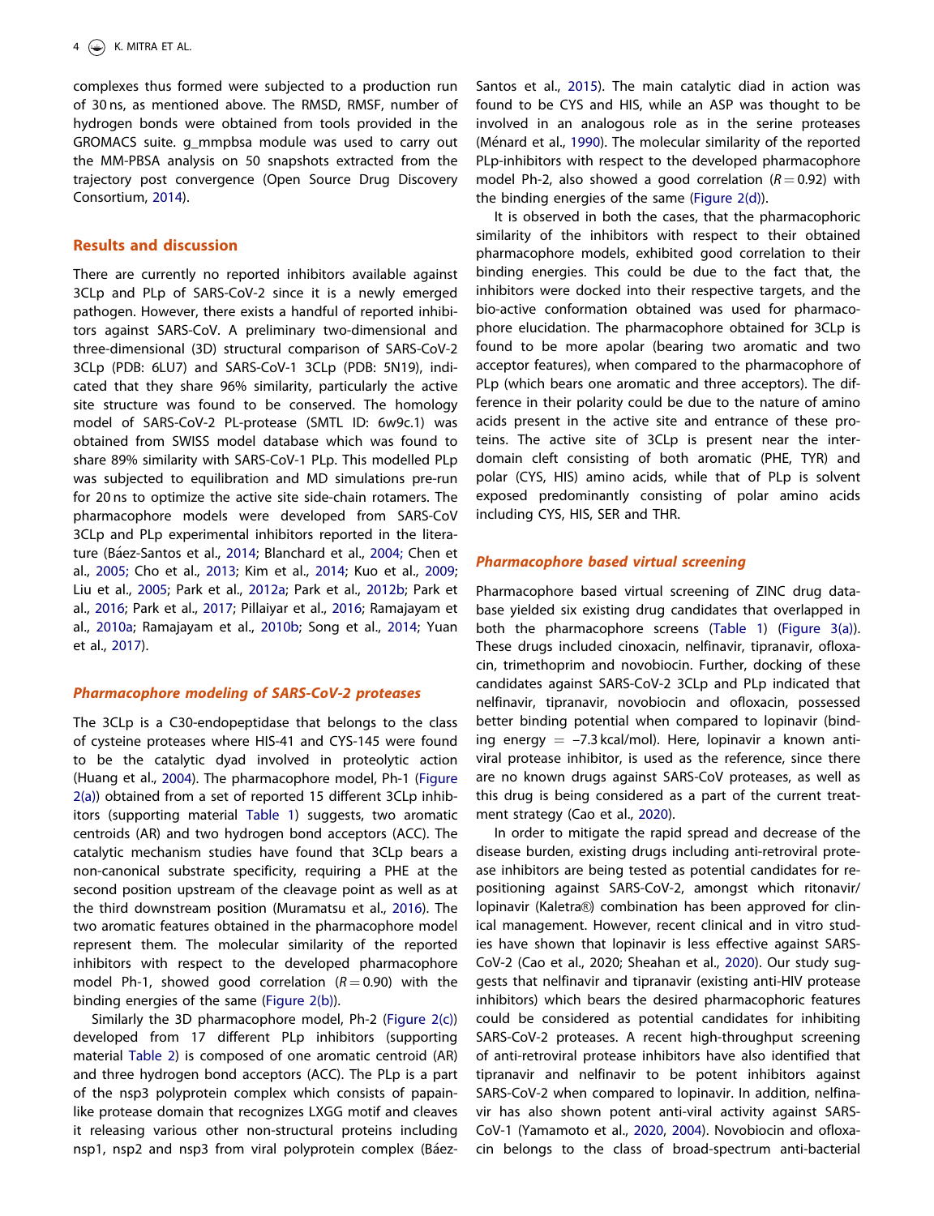complexes thus formed were subjected to a production run of 30 ns, as mentioned above. The RMSD, RMSF, number of hydrogen bonds were obtained from tools provided in the GROMACS suite. g_mmpbsa module was used to carry out the MM-PBSA analysis on 50 snapshots extracted from the trajectory post convergence (Open Source Drug Discovery Consortium, 2014).

## Results and discussion

There are currently no reported inhibitors available against 3CLp and PLp of SARS-CoV-2 since it is a newly emerged pathogen. However, there exists a handful of reported inhibitors against SARS-CoV. A preliminary two-dimensional and three-dimensional (3D) structural comparison of SARS-CoV-2 3CLp (PDB: 6LU7) and SARS-CoV-1 3CLp (PDB: 5N19), indicated that they share 96% similarity, particularly the active site structure was found to be conserved. The homology model of SARS-CoV-2 PL-protease (SMTL ID: 6w9c.1) was obtained from SWISS model database which was found to share 89% similarity with SARS-CoV-1 PLp. This modelled PLp was subjected to equilibration and MD simulations pre-run for 20 ns to optimize the active site side-chain rotamers. The pharmacophore models were developed from SARS-CoV 3CLp and PLp experimental inhibitors reported in the literature (Báez-Santos et al., 2014; Blanchard et al., 2004; Chen et al., 2005; Cho et al., 2013; Kim et al., 2014; Kuo et al., 2009; Liu et al., 2005; Park et al., 2012a; Park et al., 2012b; Park et al., 2016; Park et al., 2017; Pillaiyar et al., 2016; Ramajayam et al., 2010a; Ramajayam et al., 2010b; Song et al., 2014; Yuan et al., 2017).

### *Pharmacophore modeling of SARS-CoV-2 proteases*

The 3CLp is a C30-endopeptidase that belongs to the class of cysteine proteases where HIS-41 and CYS-145 were found to be the catalytic dyad involved in proteolytic action (Huang et al., 2004). The pharmacophore model, Ph-1 (Figure 2(a)) obtained from a set of reported 15 different 3CLp inhibitors (supporting material Table 1) suggests, two aromatic centroids (AR) and two hydrogen bond acceptors (ACC). The catalytic mechanism studies have found that 3CLp bears a non-canonical substrate specificity, requiring a PHE at the second position upstream of the cleavage point as well as at the third downstream position (Muramatsu et al., 2016). The two aromatic features obtained in the pharmacophore model represent them. The molecular similarity of the reported inhibitors with respect to the developed pharmacophore model Ph-1, showed good correlation ($R = 0.90$) with the binding energies of the same (Figure 2(b)).

Similarly the 3D pharmacophore model, Ph-2 (Figure 2(c)) developed from 17 different PLp inhibitors (supporting material Table 2) is composed of one aromatic centroid (AR) and three hydrogen bond acceptors (ACC). The PLp is a part of the nsp3 polyprotein complex which consists of papain-like protease domain that recognizes LXGG motif and cleaves it releasing various other non-structural proteins including nsp1, nsp2 and nsp3 from viral polyprotein complex (Báez-Santos et al., 2015). The main catalytic diad in action was found to be CYS and HIS, while an ASP was thought to be involved in an analogous role as in the serine proteases (Ménard et al., 1990). The molecular similarity of the reported PLp-inhibitors with respect to the developed pharmacophore model Ph-2, also showed a good correlation ($R = 0.92$) with the binding energies of the same (Figure 2(d)).

It is observed in both the cases, that the pharmacophoric similarity of the inhibitors with respect to their obtained pharmacophore models, exhibited good correlation to their binding energies. This could be due to the fact that, the inhibitors were docked into their respective targets, and the bio-active conformation obtained was used for pharmacophore elucidation. The pharmacophore obtained for 3CLp is found to be more apolar (bearing two aromatic and two acceptor features), when compared to the pharmacophore of PLp (which bears one aromatic and three acceptors). The difference in their polarity could be due to the nature of amino acids present in the active site and entrance of these proteins. The active site of 3CLp is present near the interdomain cleft consisting of both aromatic (PHE, TYR) and polar (CYS, HIS) amino acids, while that of PLp is solvent exposed predominantly consisting of polar amino acids including CYS, HIS, SER and THR.

### *Pharmacophore based virtual screening*

Pharmacophore based virtual screening of ZINC drug database yielded six existing drug candidates that overlapped in both the pharmacophore screens (Table 1) (Figure 3(a)). These drugs included cinoxacin, nelfinavir, tipranavir, ofloxacin, trimethoprim and novobiocin. Further, docking of these candidates against SARS-CoV-2 3CLp and PLp indicated that nelfinavir, tipranavir, novobiocin and ofloxacin, possessed better binding potential when compared to lopinavir (binding energy = −7.3 kcal/mol). Here, lopinavir a known antiviral protease inhibitor, is used as the reference, since there are no known drugs against SARS-CoV proteases, as well as this drug is being considered as a part of the current treatment strategy (Cao et al., 2020).

In order to mitigate the rapid spread and decrease of the disease burden, existing drugs including anti-retroviral protease inhibitors are being tested as potential candidates for repositioning against SARS-CoV-2, amongst which ritonavir/lopinavir (Kaletra®) combination has been approved for clinical management. However, recent clinical and in vitro studies have shown that lopinavir is less effective against SARS-CoV-2 (Cao et al., 2020; Sheahan et al., 2020). Our study suggests that nelfinavir and tipranavir (existing anti-HIV protease inhibitors) which bears the desired pharmacophoric features could be considered as potential candidates for inhibiting SARS-CoV-2 proteases. A recent high-throughput screening of anti-retroviral protease inhibitors have also identified that tipranavir and nelfinavir to be potent inhibitors against SARS-CoV-2 when compared to lopinavir. In addition, nelfinavir has also shown potent anti-viral activity against SARS-CoV-1 (Yamamoto et al., 2020, 2004). Novobiocin and ofloxacin belongs to the class of broad-spectrum anti-bacterial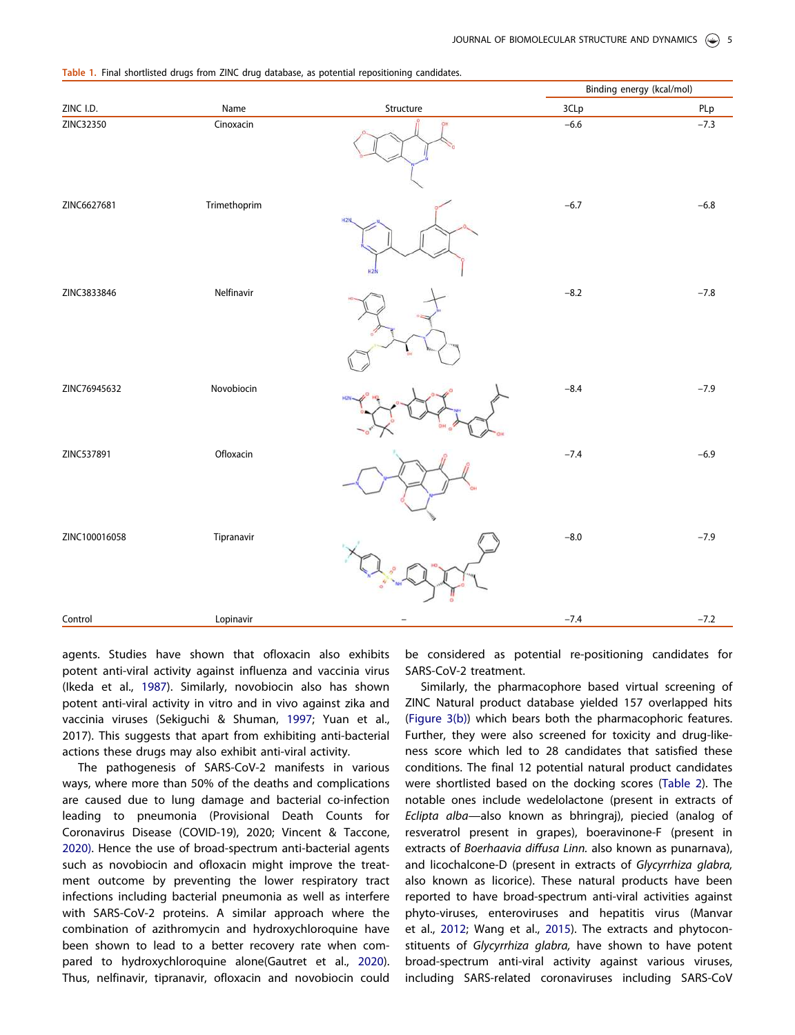Table 1. Final shortlisted drugs from ZINC drug database, as potential repositioning candidates.

| ZINC I.D. | Name | Structure | Binding energy (kcal/mol) | |
|---|---|---|---|---|
| | | | 3CLp | PLp |
| ZINC32350 | Cinoxacin | | −6.6 | −7.3 |
| ZINC6627681 | Trimethoprim | | −6.7 | −6.8 |
| ZINC3833846 | Nelfinavir | | −8.2 | −7.8 |
| ZINC76945632 | Novobiocin | | −8.4 | −7.9 |
| ZINC537891 | Ofloxacin | | −7.4 | −6.9 |
| ZINC100016058 | Tipranavir | | −8.0 | −7.9 |
| Control | Lopinavir | – | −7.4 | −7.2 |

agents. Studies have shown that ofloxacin also exhibits potent anti-viral activity against influenza and vaccinia virus (Ikeda et al., 1987). Similarly, novobiocin also has shown potent anti-viral activity in vitro and in vivo against zika and vaccinia viruses (Sekiguchi & Shuman, 1997; Yuan et al., 2017). This suggests that apart from exhibiting anti-bacterial actions these drugs may also exhibit anti-viral activity.

The pathogenesis of SARS-CoV-2 manifests in various ways, where more than 50% of the deaths and complications are caused due to lung damage and bacterial co-infection leading to pneumonia (Provisional Death Counts for Coronavirus Disease (COVID-19), 2020; Vincent & Taccone, 2020). Hence the use of broad-spectrum anti-bacterial agents such as novobiocin and ofloxacin might improve the treatment outcome by preventing the lower respiratory tract infections including bacterial pneumonia as well as interfere with SARS-CoV-2 proteins. A similar approach where the combination of azithromycin and hydroxychloroquine have been shown to lead to a better recovery rate when compared to hydroxychloroquine alone(Gautret et al., 2020). Thus, nelfinavir, tipranavir, ofloxacin and novobiocin could be considered as potential re-positioning candidates for SARS-CoV-2 treatment.

Similarly, the pharmacophore based virtual screening of ZINC Natural product database yielded 157 overlapped hits (Figure 3(b)) which bears both the pharmacophoric features. Further, they were also screened for toxicity and drug-likeness score which led to 28 candidates that satisfied these conditions. The final 12 potential natural product candidates were shortlisted based on the docking scores (Table 2). The notable ones include wedelolactone (present in extracts of *Eclipta alba*—also known as bhringraj), piecied (analog of resveratrol present in grapes), boeravinone-F (present in extracts of *Boerhaavia diffusa Linn.* also known as punarnava), and licochalcone-D (present in extracts of *Glycyrrhiza glabra,* also known as licorice). These natural products have been reported to have broad-spectrum anti-viral activities against phyto-viruses, enteroviruses and hepatitis virus (Manvar et al., 2012; Wang et al., 2015). The extracts and phytoconstituents of *Glycyrrhiza glabra,* have shown to have potent broad-spectrum anti-viral activity against various viruses, including SARS-related coronaviruses including SARS-CoV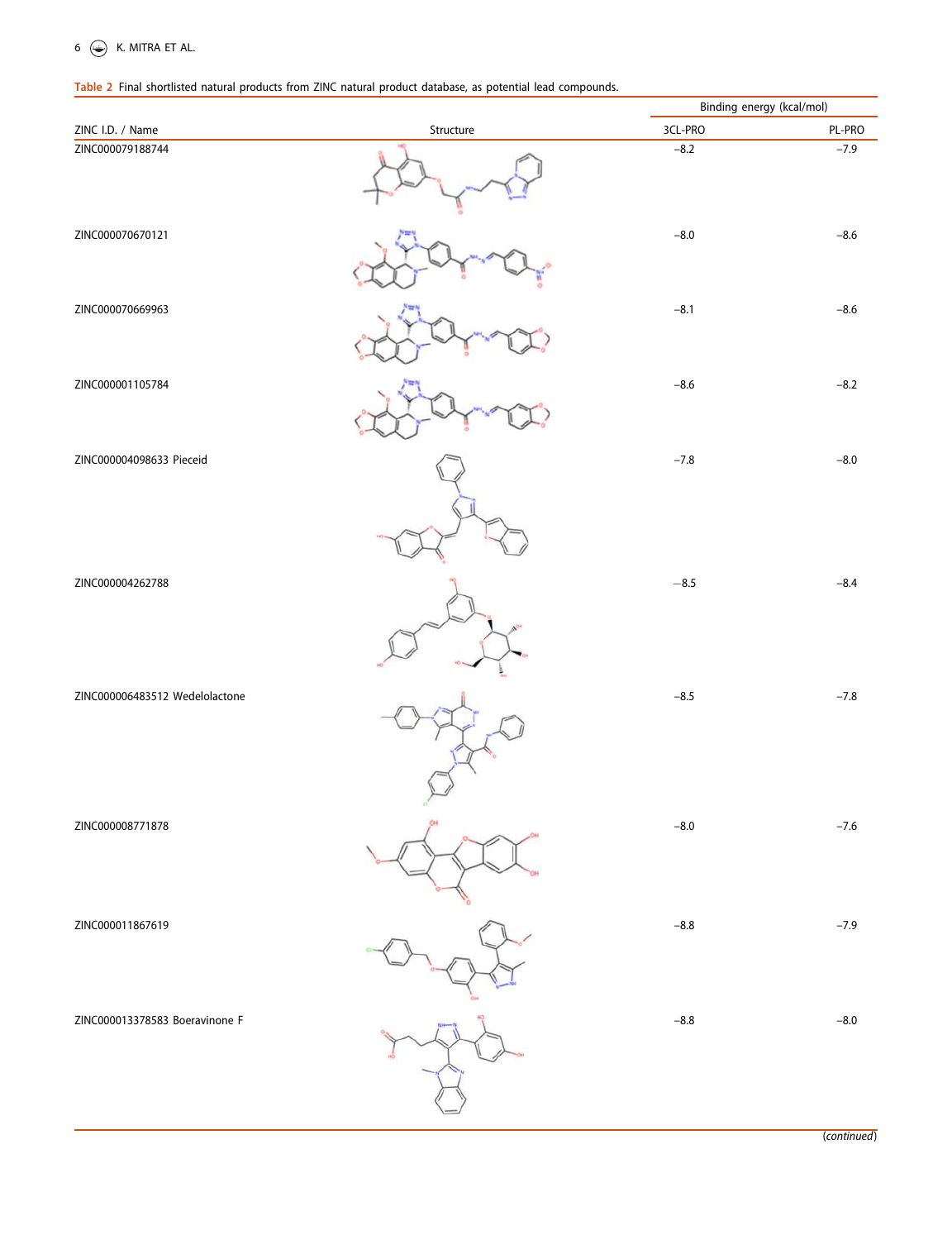Table 2 Final shortlisted natural products from ZINC natural product database, as potential lead compounds.

| ZINC I.D. / Name | Structure | Binding energy (kcal/mol) | |
|---|---|---|---|
| | | 3CL-PRO | PL-PRO |
| ZINC000079188744 | | −8.2 | −7.9 |
| ZINC000070670121 | | −8.0 | −8.6 |
| ZINC000070669963 | | −8.1 | −8.6 |
| ZINC000001105784 | | −8.6 | −8.2 |
| ZINC000004098633 Pieceid | | −7.8 | −8.0 |
| ZINC000004262788 | | −8.5 | −8.4 |
| ZINC000006483512 Wedelolactone | | −8.5 | −7.8 |
| ZINC000008771878 | | −8.0 | −7.6 |
| ZINC000011867619 | | −8.8 | −7.9 |
| ZINC000013378583 Boeravinone F | | −8.8 | −8.0 |

(continued)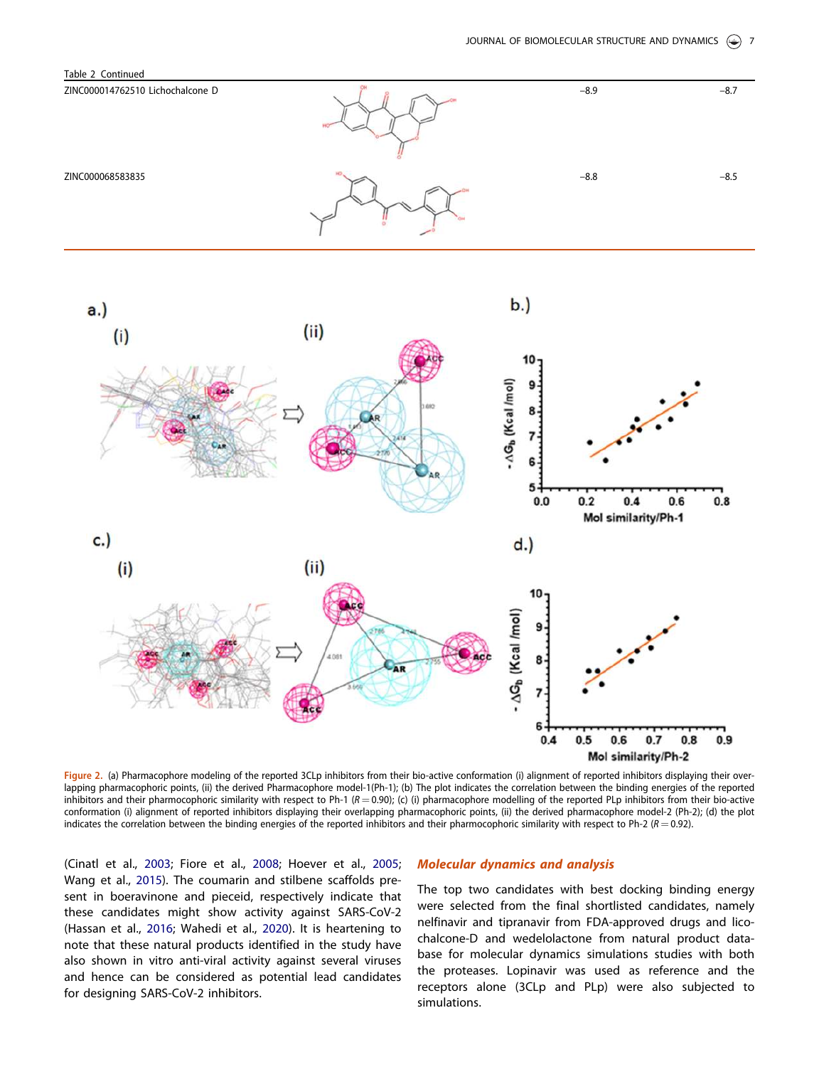Table 2 Continued

| | | | |
|---|---|---|---|
| ZINC000014762510 Lichochalcone D | | −8.9 | −8.7 |
| ZINC000068583835 | | −8.8 | −8.5 |

Figure 2. (a) Pharmacophore modeling of the reported 3CLp inhibitors from their bio-active conformation (i) alignment of reported inhibitors displaying their overlapping pharmacophoric points, (ii) the derived Pharmacophore model-1(Ph-1); (b) The plot indicates the correlation between the binding energies of the reported inhibitors and their pharmocophoric similarity with respect to Ph-1 ($R = 0.90$); (c) (i) pharmacophore modelling of the reported PLp inhibitors from their bio-active conformation (i) alignment of reported inhibitors displaying their overlapping pharmacophoric points, (ii) the derived pharmacophore model-2 (Ph-2); (d) the plot indicates the correlation between the binding energies of the reported inhibitors and their pharmacophoric similarity with respect to Ph-2 ($R = 0.92$).

(Cinatl et al., 2003; Fiore et al., 2008; Hoever et al., 2005; Wang et al., 2015). The coumarin and stilbene scaffolds present in boeravinone and pieceid, respectively indicate that these candidates might show activity against SARS-CoV-2 (Hassan et al., 2016; Wahedi et al., 2020). It is heartening to note that these natural products identified in the study have also shown in vitro anti-viral activity against several viruses and hence can be considered as potential lead candidates for designing SARS-CoV-2 inhibitors.

## Molecular dynamics and analysis

The top two candidates with best docking binding energy were selected from the final shortlisted candidates, namely nelfinavir and tipranavir from FDA-approved drugs and licochalcone-D and wedelolactone from natural product database for molecular dynamics simulations studies with both the proteases. Lopinavir was used as reference and the receptors alone (3CLp and PLp) were also subjected to simulations.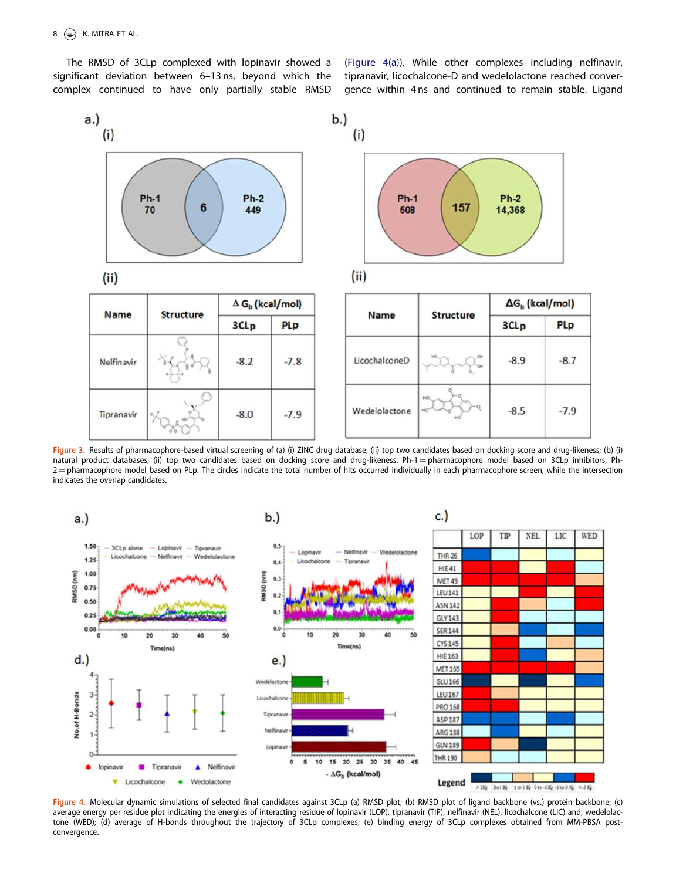The RMSD of 3CLp complexed with lopinavir showed a significant deviation between 6–13 ns, beyond which the complex continued to have only partially stable RMSD (Figure 4(a)). While other complexes including nelfinavir, tipranavir, licochalcone-D and wedelolactone reached convergence within 4 ns and continued to remain stable. Ligand

Figure 3. Results of pharmacophore-based virtual screening of (a) (i) ZINC drug database, (ii) top two candidates based on docking score and drug-likeness; (b) (i) natural product databases, (ii) top two candidates based on docking score and drug-likeness. Ph-1 = pharmacophore model based on 3CLp inhibitors, Ph-2 = pharmacophore model based on PLp. The circles indicate the total number of hits occurred individually in each pharmacophore screen, while the intersection indicates the overlap candidates.

Figure 4. Molecular dynamic simulations of selected final candidates against 3CLp (a) RMSD plot; (b) RMSD plot of ligand backbone (vs.) protein backbone; (c) average energy per residue plot indicating the energies of interacting residue of lopinavir (LOP), tipranavir (TIP), nelfinavir (NEL), licochalcone (LIC) and, wedelolactone (WED); (d) average of H-bonds throughout the trajectory of 3CLp complexes; (e) binding energy of 3CLp complexes obtained from MM-PBSA post-convergence.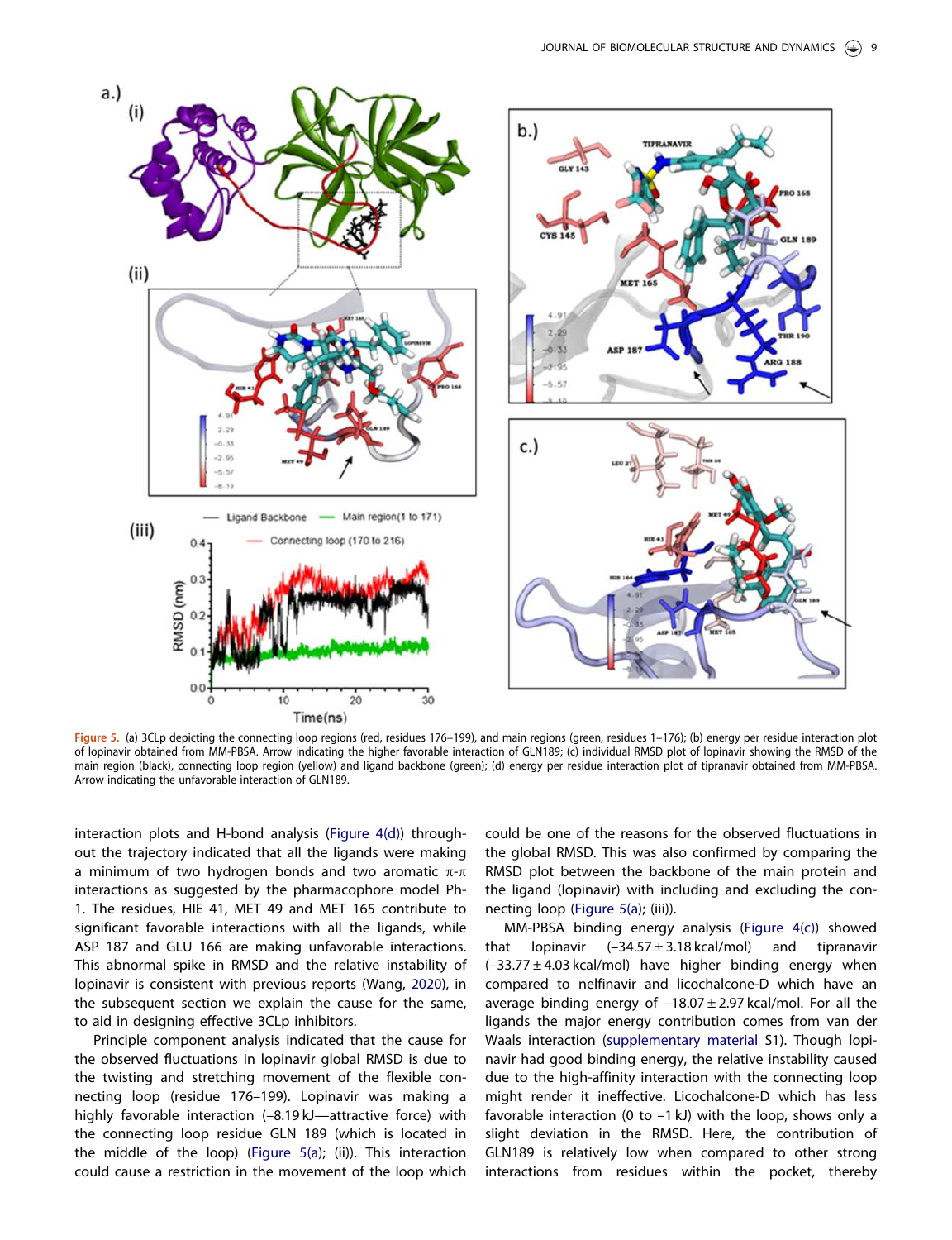Figure 5. (a) 3CLp depicting the connecting loop regions (red, residues 176–199), and main regions (green, residues 1–176); (b) energy per residue interaction plot of lopinavir obtained from MM-PBSA. Arrow indicating the higher favorable interaction of GLN189; (c) individual RMSD plot of lopinavir showing the RMSD of the main region (black), connecting loop region (yellow) and ligand backbone (green); (d) energy per residue interaction plot of tipranavir obtained from MM-PBSA. Arrow indicating the unfavorable interaction of GLN189.

interaction plots and H-bond analysis (Figure 4(d)) throughout the trajectory indicated that all the ligands were making a minimum of two hydrogen bonds and two aromatic $\pi$-$\pi$ interactions as suggested by the pharmacophore model Ph-1. The residues, HIE 41, MET 49 and MET 165 contribute to significant favorable interactions with all the ligands, while ASP 187 and GLU 166 are making unfavorable interactions. This abnormal spike in RMSD and the relative instability of lopinavir is consistent with previous reports (Wang, 2020), in the subsequent section we explain the cause for the same, to aid in designing effective 3CLp inhibitors.

Principle component analysis indicated that the cause for the observed fluctuations in lopinavir global RMSD is due to the twisting and stretching movement of the flexible connecting loop (residue 176–199). Lopinavir was making a highly favorable interaction (−8.19 kJ—attractive force) with the connecting loop residue GLN 189 (which is located in the middle of the loop) (Figure 5(a); (ii)). This interaction could cause a restriction in the movement of the loop which could be one of the reasons for the observed fluctuations in the global RMSD. This was also confirmed by comparing the RMSD plot between the backbone of the main protein and the ligand (lopinavir) with including and excluding the connecting loop (Figure 5(a); (iii)).

MM-PBSA binding energy analysis (Figure 4(c)) showed that lopinavir (−34.57 ± 3.18 kcal/mol) and tipranavir (−33.77 ± 4.03 kcal/mol) have higher binding energy when compared to nelfinavir and licochalcone-D which have an average binding energy of −18.07 ± 2.97 kcal/mol. For all the ligands the major energy contribution comes from van der Waals interaction (supplementary material S1). Though lopinavir had good binding energy, the relative instability caused due to the high-affinity interaction with the connecting loop might render it ineffective. Licochalcone-D which has less favorable interaction (0 to −1 kJ) with the loop, shows only a slight deviation in the RMSD. Here, the contribution of GLN189 is relatively low when compared to other strong interactions from residues within the pocket, thereby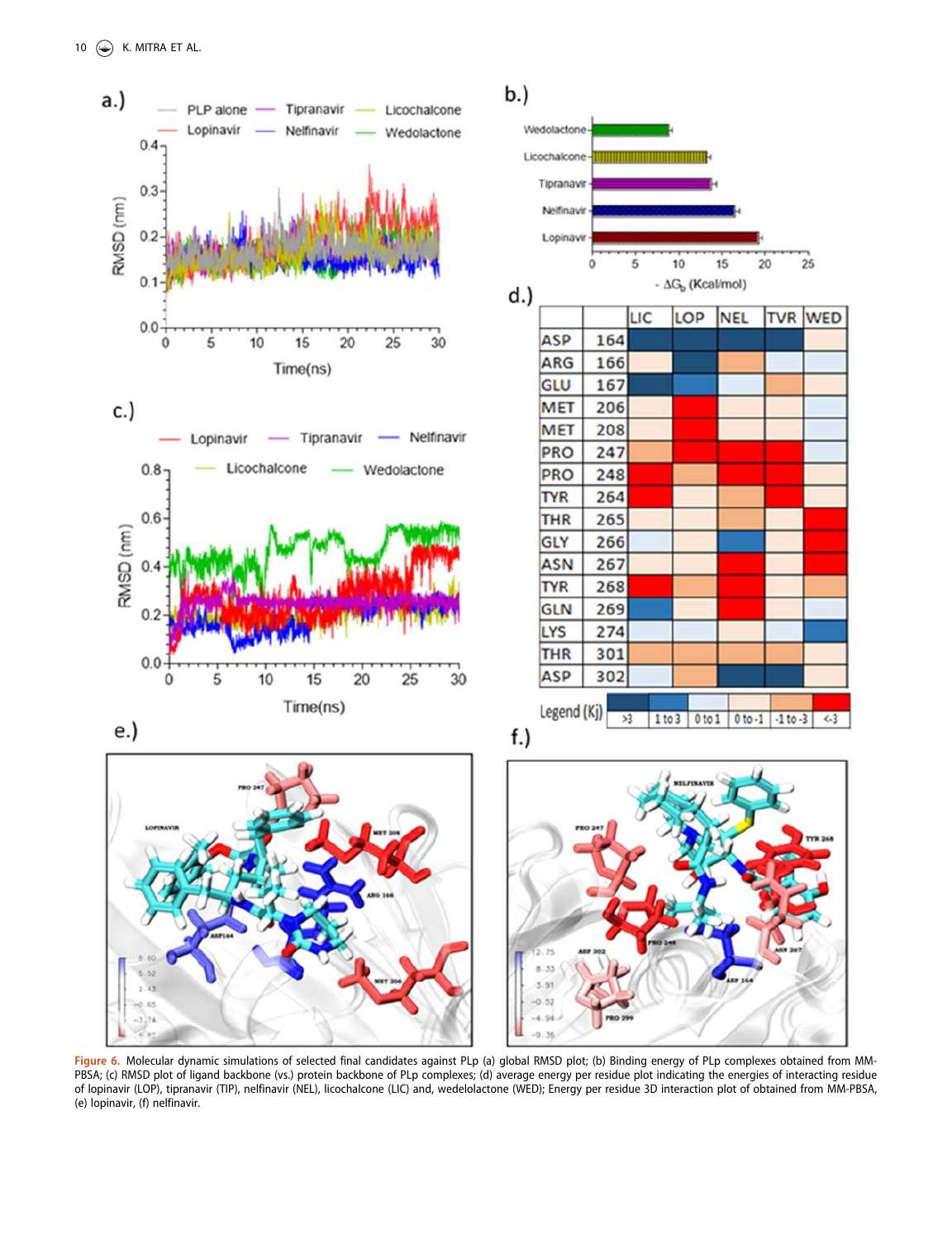Figure 6. Molecular dynamic simulations of selected final candidates against PLp (a) global RMSD plot; (b) Binding energy of PLp complexes obtained from MM-PBSA; (c) RMSD plot of ligand backbone (vs.) protein backbone of PLp complexes; (d) average energy per residue plot indicating the energies of interacting residue of lopinavir (LOP), tipranavir (TIP), nelfinavir (NEL), licochalcone (LIC) and, wedelolactone (WED); Energy per residue 3D interaction plot of obtained from MM-PBSA, (e) lopinavir, (f) nelfinavir.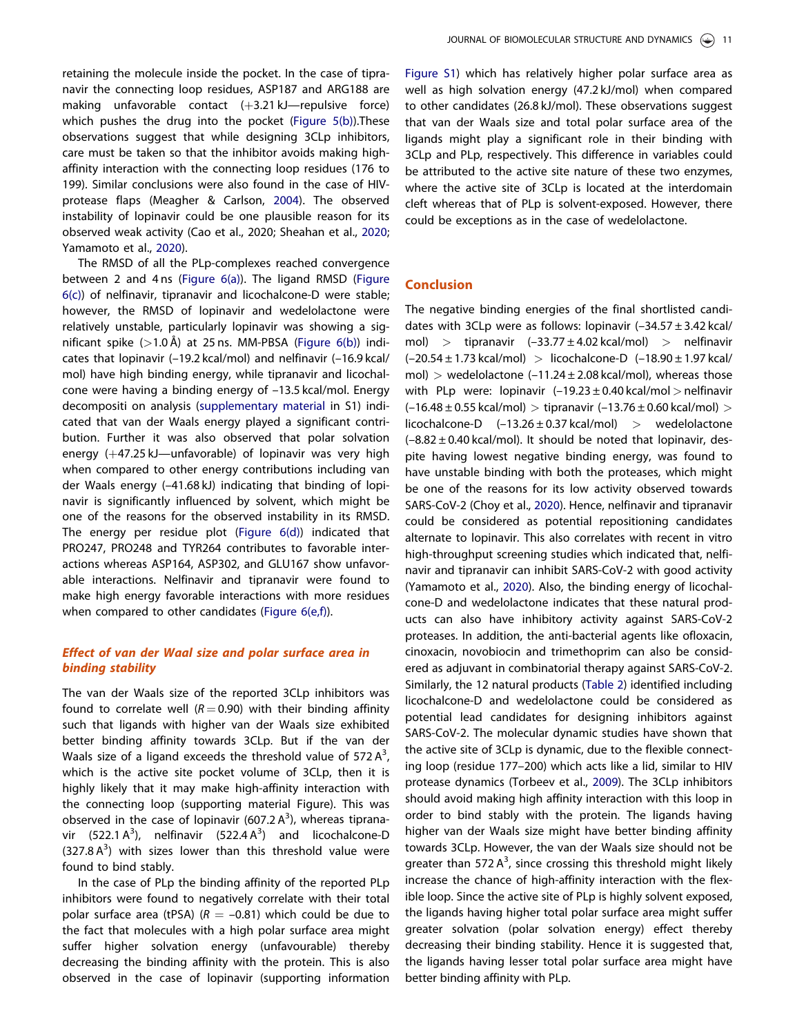retaining the molecule inside the pocket. In the case of tipranavir the connecting loop residues, ASP187 and ARG188 are making unfavorable contact (+3.21 kJ—repulsive force) which pushes the drug into the pocket (Figure 5(b)).These observations suggest that while designing 3CLp inhibitors, care must be taken so that the inhibitor avoids making high-affinity interaction with the connecting loop residues (176 to 199). Similar conclusions were also found in the case of HIV-protease flaps (Meagher & Carlson, 2004). The observed instability of lopinavir could be one plausible reason for its observed weak activity (Cao et al., 2020; Sheahan et al., 2020; Yamamoto et al., 2020).

The RMSD of all the PLp-complexes reached convergence between 2 and 4 ns (Figure 6(a)). The ligand RMSD (Figure 6(c)) of nelfinavir, tipranavir and licochalcone-D were stable; however, the RMSD of lopinavir and wedelolactone were relatively unstable, particularly lopinavir was showing a significant spike (>1.0 Å) at 25 ns. MM-PBSA (Figure 6(b)) indicates that lopinavir (–19.2 kcal/mol) and nelfinavir (–16.9 kcal/mol) have high binding energy, while tipranavir and licochalcone were having a binding energy of –13.5 kcal/mol. Energy decompositi on analysis (supplementary material in S1) indicated that van der Waals energy played a significant contribution. Further it was also observed that polar solvation energy (+47.25 kJ—unfavorable) of lopinavir was very high when compared to other energy contributions including van der Waals energy (–41.68 kJ) indicating that binding of lopinavir is significantly influenced by solvent, which might be one of the reasons for the observed instability in its RMSD. The energy per residue plot (Figure 6(d)) indicated that PRO247, PRO248 and TYR264 contributes to favorable interactions whereas ASP164, ASP302, and GLU167 show unfavorable interactions. Nelfinavir and tipranavir were found to make high energy favorable interactions with more residues when compared to other candidates (Figure 6(e,f)).

### *Effect of van der Waal size and polar surface area in binding stability*

The van der Waals size of the reported 3CLp inhibitors was found to correlate well ($R = 0.90$) with their binding affinity such that ligands with higher van der Waals size exhibited better binding affinity towards 3CLp. But if the van der Waals size of a ligand exceeds the threshold value of 572 $A^3$, which is the active site pocket volume of 3CLp, then it is highly likely that it may make high-affinity interaction with the connecting loop (supporting material Figure). This was observed in the case of lopinavir (607.2 $A^3$), whereas tipranavir (522.1 $A^3$), nelfinavir (522.4 $A^3$) and licochalcone-D (327.8 $A^3$) with sizes lower than this threshold value were found to bind stably.

In the case of PLp the binding affinity of the reported PLp inhibitors were found to negatively correlate with their total polar surface area (tPSA) ($R$ = –0.81) which could be due to the fact that molecules with a high polar surface area might suffer higher solvation energy (unfavourable) thereby decreasing the binding affinity with the protein. This is also observed in the case of lopinavir (supporting information Figure S1) which has relatively higher polar surface area as well as high solvation energy (47.2 kJ/mol) when compared to other candidates (26.8 kJ/mol). These observations suggest that van der Waals size and total polar surface area of the ligands might play a significant role in their binding with 3CLp and PLp, respectively. This difference in variables could be attributed to the active site nature of these two enzymes, where the active site of 3CLp is located at the interdomain cleft whereas that of PLp is solvent-exposed. However, there could be exceptions as in the case of wedelolactone.

## Conclusion

The negative binding energies of the final shortlisted candidates with 3CLp were as follows: lopinavir (–34.57 ± 3.42 kcal/mol) > tipranavir (–33.77 ± 4.02 kcal/mol) > nelfinavir (–20.54 ± 1.73 kcal/mol) > licochalcone-D (–18.90 ± 1.97 kcal/mol) > wedelolactone (–11.24 ± 2.08 kcal/mol), whereas those with PLp were: lopinavir (–19.23 ± 0.40 kcal/mol > nelfinavir (–16.48 ± 0.55 kcal/mol) > tipranavir (–13.76 ± 0.60 kcal/mol) > licochalcone-D (–13.26 ± 0.37 kcal/mol) > wedelolactone (–8.82 ± 0.40 kcal/mol). It should be noted that lopinavir, despite having lowest negative binding energy, was found to have unstable binding with both the proteases, which might be one of the reasons for its low activity observed towards SARS-CoV-2 (Choy et al., 2020). Hence, nelfinavir and tipranavir could be considered as potential repositioning candidates alternate to lopinavir. This also correlates with recent in vitro high-throughput screening studies which indicated that, nelfinavir and tipranavir can inhibit SARS-CoV-2 with good activity (Yamamoto et al., 2020). Also, the binding energy of licochalcone-D and wedelolactone indicates that these natural products can also have inhibitory activity against SARS-CoV-2 proteases. In addition, the anti-bacterial agents like ofloxacin, cinoxacin, novobiocin and trimethoprim can also be considered as adjuvant in combinatorial therapy against SARS-CoV-2. Similarly, the 12 natural products (Table 2) identified including licochalcone-D and wedelolactone could be considered as potential lead candidates for designing inhibitors against SARS-CoV-2. The molecular dynamic studies have shown that the active site of 3CLp is dynamic, due to the flexible connecting loop (residue 177–200) which acts like a lid, similar to HIV protease dynamics (Torbeev et al., 2009). The 3CLp inhibitors should avoid making high affinity interaction with this loop in order to bind stably with the protein. The ligands having higher van der Waals size might have better binding affinity towards 3CLp. However, the van der Waals size should not be greater than 572 $A^3$, since crossing this threshold might likely increase the chance of high-affinity interaction with the flexible loop. Since the active site of PLp is highly solvent exposed, the ligands having higher total polar surface area might suffer greater solvation (polar solvation energy) effect thereby decreasing their binding stability. Hence it is suggested that, the ligands having lesser total polar surface area might have better binding affinity with PLp.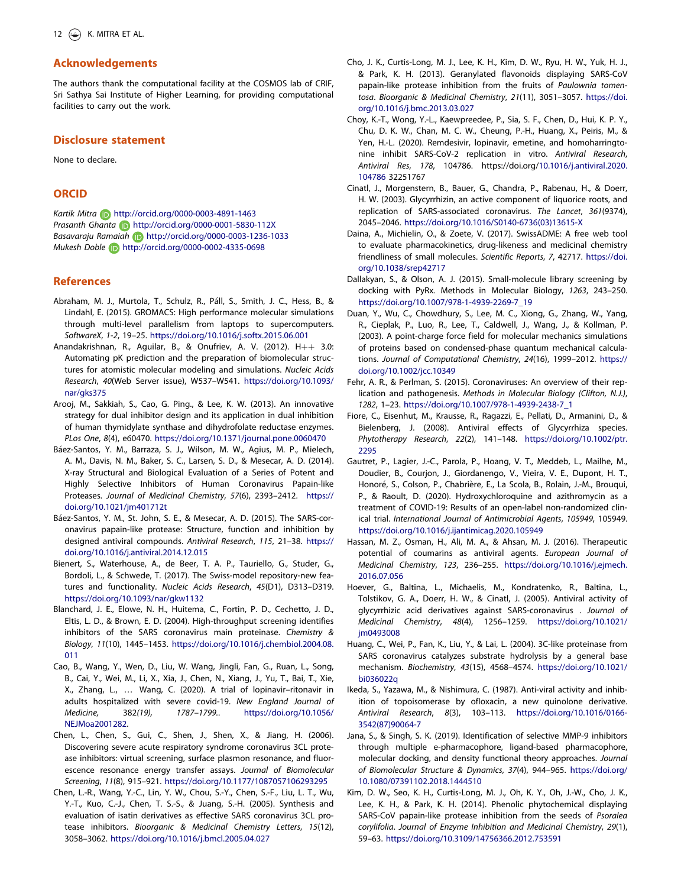## Acknowledgements

The authors thank the computational facility at the COSMOS lab of CRIF, Sri Sathya Sai Institute of Higher Learning, for providing computational facilities to carry out the work.

## Disclosure statement

None to declare.

## ORCID

*Kartik Mitra* http://orcid.org/0000-0003-4891-1463
*Prasanth Ghanta* http://orcid.org/0000-0001-5830-112X
*Basavaraju Ramaiah* http://orcid.org/0000-0003-1236-1033
*Mukesh Doble* http://orcid.org/0000-0002-4335-0698

## References

Abraham, M. J., Murtola, T., Schulz, R., Páll, S., Smith, J. C., Hess, B., & Lindahl, E. (2015). GROMACS: High performance molecular simulations through multi-level parallelism from laptops to supercomputers. *SoftwareX*, *1-2*, 19–25. https://doi.org/10.1016/j.softx.2015.06.001

Anandakrishnan, R., Aguilar, B., & Onufriev, A. V. (2012). H++ 3.0: Automating pK prediction and the preparation of biomolecular structures for atomistic molecular modeling and simulations. *Nucleic Acids Research*, *40*(Web Server issue), W537–W541. https://doi.org/10.1093/nar/gks375

Arooj, M., Sakkiah, S., Cao, G. Ping., & Lee, K. W. (2013). An innovative strategy for dual inhibitor design and its application in dual inhibition of human thymidylate synthase and dihydrofolate reductase enzymes. *PLos One*, *8*(4), e60470. https://doi.org/10.1371/journal.pone.0060470

Báez-Santos, Y. M., Barraza, S. J., Wilson, M. W., Agius, M. P., Mielech, A. M., Davis, N. M., Baker, S. C., Larsen, S. D., & Mesecar, A. D. (2014). X-ray Structural and Biological Evaluation of a Series of Potent and Highly Selective Inhibitors of Human Coronavirus Papain-like Proteases. *Journal of Medicinal Chemistry*, *57*(6), 2393–2412. https://doi.org/10.1021/jm401712t

Báez-Santos, Y. M., St. John, S. E., & Mesecar, A. D. (2015). The SARS-coronavirus papain-like protease: Structure, function and inhibition by designed antiviral compounds. *Antiviral Research*, *115*, 21–38. https://doi.org/10.1016/j.antiviral.2014.12.015

Bienert, S., Waterhouse, A., de Beer, T. A. P., Tauriello, G., Studer, G., Bordoli, L., & Schwede, T. (2017). The Swiss-model repository-new features and functionality. *Nucleic Acids Research*, *45*(D1), D313–D319. https://doi.org/10.1093/nar/gkw1132

Blanchard, J. E., Elowe, N. H., Huitema, C., Fortin, P. D., Cechetto, J. D., Eltis, L. D., & Brown, E. D. (2004). High-throughput screening identifies inhibitors of the SARS coronavirus main proteinase. *Chemistry & Biology*, *11*(10), 1445–1453. https://doi.org/10.1016/j.chembiol.2004.08.011

Cao, B., Wang, Y., Wen, D., Liu, W. Wang, Jingli, Fan, G., Ruan, L., Song, B., Cai, Y., Wei, M., Li, X., Xia, J., Chen, N., Xiang, J., Yu, T., Bai, T., Xie, X., Zhang, L., … Wang, C. (2020). A trial of lopinavir–ritonavir in adults hospitalized with severe covid-19. *New England Journal of Medicine*, 382*(19)*, 1787–1799.. https://doi.org/10.1056/NEJMoa2001282.

Chen, L., Chen, S., Gui, C., Shen, J., Shen, X., & Jiang, H. (2006). Discovering severe acute respiratory syndrome coronavirus 3CL protease inhibitors: virtual screening, surface plasmon resonance, and fluorescence resonance energy transfer assays. *Journal of Biomolecular Screening*, *11*(8), 915–921. https://doi.org/10.1177/1087057106293295

Chen, L.-R., Wang, Y.-C., Lin, Y. W., Chou, S.-Y., Chen, S.-F., Liu, L. T., Wu, Y.-T., Kuo, C.-J., Chen, T. S.-S., & Juang, S.-H. (2005). Synthesis and evaluation of isatin derivatives as effective SARS coronavirus 3CL protease inhibitors. *Bioorganic & Medicinal Chemistry Letters*, *15*(12), 3058–3062. https://doi.org/10.1016/j.bmcl.2005.04.027

Cho, J. K., Curtis-Long, M. J., Lee, K. H., Kim, D. W., Ryu, H. W., Yuk, H. J., & Park, K. H. (2013). Geranylated flavonoids displaying SARS-CoV papain-like protease inhibition from the fruits of *Paulownia tomentosa*. *Bioorganic & Medicinal Chemistry*, *21*(11), 3051–3057. https://doi.org/10.1016/j.bmc.2013.03.027

Choy, K.-T., Wong, Y.-L., Kaewpreedee, P., Sia, S. F., Chen, D., Hui, K. P. Y., Chu, D. K. W., Chan, M. C. W., Cheung, P.-H., Huang, X., Peiris, M., & Yen, H.-L. (2020). Remdesivir, lopinavir, emetine, and homoharringtonine inhibit SARS-CoV-2 replication in vitro. *Antiviral Research*, *Antiviral Res*, *178*, 104786. https://doi.org/10.1016/j.antiviral.2020.104786 32251767

Cinatl, J., Morgenstern, B., Bauer, G., Chandra, P., Rabenau, H., & Doerr, H. W. (2003). Glycyrrhizin, an active component of liquorice roots, and replication of SARS-associated coronavirus. *The Lancet*, *361*(9374), 2045–2046. https://doi.org/10.1016/S0140-6736(03)13615-X

Daina, A., Michielin, O., & Zoete, V. (2017). SwissADME: A free web tool to evaluate pharmacokinetics, drug-likeness and medicinal chemistry friendliness of small molecules. *Scientific Reports*, *7*, 42717. https://doi.org/10.1038/srep42717

Dallakyan, S., & Olson, A. J. (2015). Small-molecule library screening by docking with PyRx. Methods in Molecular Biology, *1263*, 243–250. https://doi.org/10.1007/978-1-4939-2269-7_19

Duan, Y., Wu, C., Chowdhury, S., Lee, M. C., Xiong, G., Zhang, W., Yang, R., Cieplak, P., Luo, R., Lee, T., Caldwell, J., Wang, J., & Kollman, P. (2003). A point-charge force field for molecular mechanics simulations of proteins based on condensed-phase quantum mechanical calculations. *Journal of Computational Chemistry*, *24*(16), 1999–2012. https://doi.org/10.1002/jcc.10349

Fehr, A. R., & Perlman, S. (2015). Coronaviruses: An overview of their replication and pathogenesis. *Methods in Molecular Biology (Clifton, N.J.)*, *1282*, 1–23. https://doi.org/10.1007/978-1-4939-2438-7_1

Fiore, C., Eisenhut, M., Krausse, R., Ragazzi, E., Pellati, D., Armanini, D., & Bielenberg, J. (2008). Antiviral effects of Glycyrrhiza species. *Phytotherapy Research*, *22*(2), 141–148. https://doi.org/10.1002/ptr.2295

Gautret, P., Lagier, J.-C., Parola, P., Hoang, V. T., Meddeb, L., Mailhe, M., Doudier, B., Courjon, J., Giordanengo, V., Vieira, V. E., Dupont, H. T., Honoré, S., Colson, P., Chabrière, E., La Scola, B., Rolain, J.-M., Brouqui, P., & Raoult, D. (2020). Hydroxychloroquine and azithromycin as a treatment of COVID-19: Results of an open-label non-randomized clinical trial. *International Journal of Antimicrobial Agents*, *105949*, 105949. https://doi.org/10.1016/j.ijantimicag.2020.105949

Hassan, M. Z., Osman, H., Ali, M. A., & Ahsan, M. J. (2016). Therapeutic potential of coumarins as antiviral agents. *European Journal of Medicinal Chemistry*, *123*, 236–255. https://doi.org/10.1016/j.ejmech.2016.07.056

Hoever, G., Baltina, L., Michaelis, M., Kondratenko, R., Baltina, L., Tolstikov, G. A., Doerr, H. W., & Cinatl, J. (2005). Antiviral activity of glycyrrhizic acid derivatives against SARS-coronavirus . *Journal of Medicinal Chemistry*, *48*(4), 1256–1259. https://doi.org/10.1021/jm0493008

Huang, C., Wei, P., Fan, K., Liu, Y., & Lai, L. (2004). 3C-like proteinase from SARS coronavirus catalyzes substrate hydrolysis by a general base mechanism. *Biochemistry*, *43*(15), 4568–4574. https://doi.org/10.1021/bi036022q

Ikeda, S., Yazawa, M., & Nishimura, C. (1987). Anti-viral activity and inhibition of topoisomerase by ofloxacin, a new quinolone derivative. *Antiviral Research*, *8*(3), 103–113. https://doi.org/10.1016/0166-3542(87)90064-7

Jana, S., & Singh, S. K. (2019). Identification of selective MMP-9 inhibitors through multiple e-pharmacophore, ligand-based pharmacophore, molecular docking, and density functional theory approaches. *Journal of Biomolecular Structure & Dynamics*, *37*(4), 944–965. https://doi.org/10.1080/07391102.2018.1444510

Kim, D. W., Seo, K. H., Curtis-Long, M. J., Oh, K. Y., Oh, J.-W., Cho, J. K., Lee, K. H., & Park, K. H. (2014). Phenolic phytochemical displaying SARS-CoV papain-like protease inhibition from the seeds of *Psoralea corylifolia*. *Journal of Enzyme Inhibition and Medicinal Chemistry*, *29*(1), 59–63. https://doi.org/10.3109/14756366.2012.753591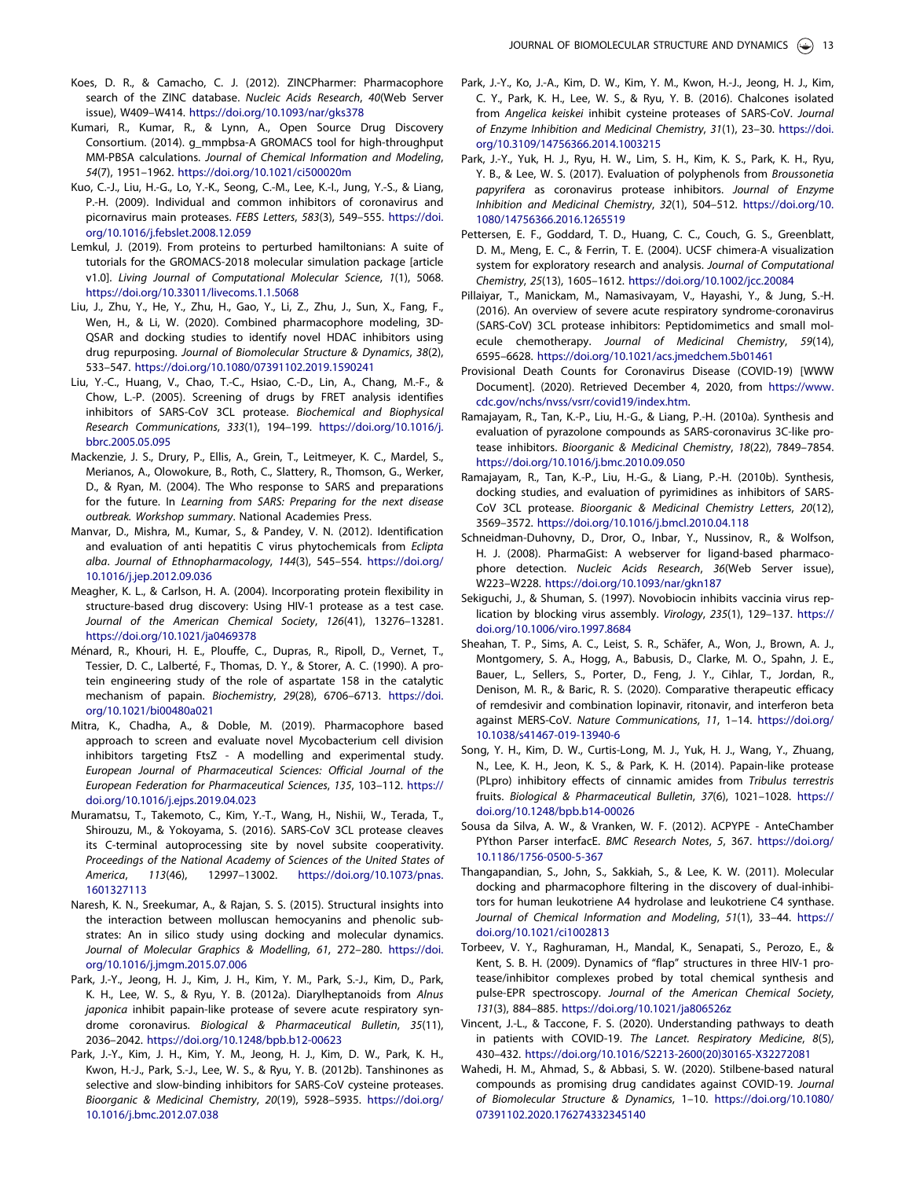Koes, D. R., & Camacho, C. J. (2012). ZINCPharmer: Pharmacophore search of the ZINC database. *Nucleic Acids Research*, *40*(Web Server issue), W409–W414. https://doi.org/10.1093/nar/gks378

Kumari, R., Kumar, R., & Lynn, A., Open Source Drug Discovery Consortium. (2014). g_mmpbsa-A GROMACS tool for high-throughput MM-PBSA calculations. *Journal of Chemical Information and Modeling*, *54*(7), 1951–1962. https://doi.org/10.1021/ci500020m

Kuo, C.-J., Liu, H.-G., Lo, Y.-K., Seong, C.-M., Lee, K.-I., Jung, Y.-S., & Liang, P.-H. (2009). Individual and common inhibitors of coronavirus and picornavirus main proteases. *FEBS Letters*, *583*(3), 549–555. https://doi.org/10.1016/j.febslet.2008.12.059

Lemkul, J. (2019). From proteins to perturbed hamiltonians: A suite of tutorials for the GROMACS-2018 molecular simulation package [article v1.0]. *Living Journal of Computational Molecular Science*, *1*(1), 5068. https://doi.org/10.33011/livecoms.1.1.5068

Liu, J., Zhu, Y., He, Y., Zhu, H., Gao, Y., Li, Z., Zhu, J., Sun, X., Fang, F., Wen, H., & Li, W. (2020). Combined pharmacophore modeling, 3D-QSAR and docking studies to identify novel HDAC inhibitors using drug repurposing. *Journal of Biomolecular Structure & Dynamics*, *38*(2), 533–547. https://doi.org/10.1080/07391102.2019.1590241

Liu, Y.-C., Huang, V., Chao, T.-C., Hsiao, C.-D., Lin, A., Chang, M.-F., & Chow, L.-P. (2005). Screening of drugs by FRET analysis identifies inhibitors of SARS-CoV 3CL protease. *Biochemical and Biophysical Research Communications*, *333*(1), 194–199. https://doi.org/10.1016/j.bbrc.2005.05.095

Mackenzie, J. S., Drury, P., Ellis, A., Grein, T., Leitmeyer, K. C., Mardel, S., Merianos, A., Olowokure, B., Roth, C., Slattery, R., Thomson, G., Werker, D., & Ryan, M. (2004). The Who response to SARS and preparations for the future. In *Learning from SARS: Preparing for the next disease outbreak. Workshop summary*. National Academies Press.

Manvar, D., Mishra, M., Kumar, S., & Pandey, V. N. (2012). Identification and evaluation of anti hepatitis C virus phytochemicals from *Eclipta alba*. *Journal of Ethnopharmacology*, *144*(3), 545–554. https://doi.org/10.1016/j.jep.2012.09.036

Meagher, K. L., & Carlson, H. A. (2004). Incorporating protein flexibility in structure-based drug discovery: Using HIV-1 protease as a test case. *Journal of the American Chemical Society*, *126*(41), 13276–13281. https://doi.org/10.1021/ja0469378

Ménard, R., Khouri, H. E., Plouffe, C., Dupras, R., Ripoll, D., Vernet, T., Tessier, D. C., Lalberté, F., Thomas, D. Y., & Storer, A. C. (1990). A protein engineering study of the role of aspartate 158 in the catalytic mechanism of papain. *Biochemistry*, *29*(28), 6706–6713. https://doi.org/10.1021/bi00480a021

Mitra, K., Chadha, A., & Doble, M. (2019). Pharmacophore based approach to screen and evaluate novel Mycobacterium cell division inhibitors targeting FtsZ - A modelling and experimental study. *European Journal of Pharmaceutical Sciences: Official Journal of the European Federation for Pharmaceutical Sciences*, *135*, 103–112. https://doi.org/10.1016/j.ejps.2019.04.023

Muramatsu, T., Takemoto, C., Kim, Y.-T., Wang, H., Nishii, W., Terada, T., Shirouzu, M., & Yokoyama, S. (2016). SARS-CoV 3CL protease cleaves its C-terminal autoprocessing site by novel subsite cooperativity. *Proceedings of the National Academy of Sciences of the United States of America*, *113*(46), 12997–13002. https://doi.org/10.1073/pnas.1601327113

Naresh, K. N., Sreekumar, A., & Rajan, S. S. (2015). Structural insights into the interaction between molluscan hemocyanins and phenolic substrates: An in silico study using docking and molecular dynamics. *Journal of Molecular Graphics & Modelling*, *61*, 272–280. https://doi.org/10.1016/j.jmgm.2015.07.006

Park, J.-Y., Jeong, H. J., Kim, J. H., Kim, Y. M., Park, S.-J., Kim, D., Park, K. H., Lee, W. S., & Ryu, Y. B. (2012a). Diarylheptanoids from *Alnus japonica* inhibit papain-like protease of severe acute respiratory syndrome coronavirus. *Biological & Pharmaceutical Bulletin*, *35*(11), 2036–2042. https://doi.org/10.1248/bpb.b12-00623

Park, J.-Y., Kim, J. H., Kim, Y. M., Jeong, H. J., Kim, D. W., Park, K. H., Kwon, H.-J., Park, S.-J., Lee, W. S., & Ryu, Y. B. (2012b). Tanshinones as selective and slow-binding inhibitors for SARS-CoV cysteine proteases. *Bioorganic & Medicinal Chemistry*, *20*(19), 5928–5935. https://doi.org/10.1016/j.bmc.2012.07.038

Park, J.-Y., Ko, J.-A., Kim, D. W., Kim, Y. M., Kwon, H.-J., Jeong, H. J., Kim, C. Y., Park, K. H., Lee, W. S., & Ryu, Y. B. (2016). Chalcones isolated from *Angelica keiskei* inhibit cysteine proteases of SARS-CoV. *Journal of Enzyme Inhibition and Medicinal Chemistry*, *31*(1), 23–30. https://doi.org/10.3109/14756366.2014.1003215

Park, J.-Y., Yuk, H. J., Ryu, H. W., Lim, S. H., Kim, K. S., Park, K. H., Ryu, Y. B., & Lee, W. S. (2017). Evaluation of polyphenols from *Broussonetia papyrifera* as coronavirus protease inhibitors. *Journal of Enzyme Inhibition and Medicinal Chemistry*, *32*(1), 504–512. https://doi.org/10.1080/14756366.2016.1265519

Pettersen, E. F., Goddard, T. D., Huang, C. C., Couch, G. S., Greenblatt, D. M., Meng, E. C., & Ferrin, T. E. (2004). UCSF chimera-A visualization system for exploratory research and analysis. *Journal of Computational Chemistry*, *25*(13), 1605–1612. https://doi.org/10.1002/jcc.20084

Pillaiyar, T., Manickam, M., Namasivayam, V., Hayashi, Y., & Jung, S.-H. (2016). An overview of severe acute respiratory syndrome-coronavirus (SARS-CoV) 3CL protease inhibitors: Peptidomimetics and small molecule chemotherapy. *Journal of Medicinal Chemistry*, *59*(14), 6595–6628. https://doi.org/10.1021/acs.jmedchem.5b01461

Provisional Death Counts for Coronavirus Disease (COVID-19) [WWW Document]. (2020). Retrieved December 4, 2020, from https://www.cdc.gov/nchs/nvss/vsrr/covid19/index.htm.

Ramajayam, R., Tan, K.-P., Liu, H.-G., & Liang, P.-H. (2010a). Synthesis and evaluation of pyrazolone compounds as SARS-coronavirus 3C-like protease inhibitors. *Bioorganic & Medicinal Chemistry*, *18*(22), 7849–7854. https://doi.org/10.1016/j.bmc.2010.09.050

Ramajayam, R., Tan, K.-P., Liu, H.-G., & Liang, P.-H. (2010b). Synthesis, docking studies, and evaluation of pyrimidines as inhibitors of SARS-CoV 3CL protease. *Bioorganic & Medicinal Chemistry Letters*, *20*(12), 3569–3572. https://doi.org/10.1016/j.bmcl.2010.04.118

Schneidman-Duhovny, D., Dror, O., Inbar, Y., Nussinov, R., & Wolfson, H. J. (2008). PharmaGist: A webserver for ligand-based pharmacophore detection. *Nucleic Acids Research*, *36*(Web Server issue), W223–W228. https://doi.org/10.1093/nar/gkn187

Sekiguchi, J., & Shuman, S. (1997). Novobiocin inhibits vaccinia virus replication by blocking virus assembly. *Virology*, *235*(1), 129–137. https://doi.org/10.1006/viro.1997.8684

Sheahan, T. P., Sims, A. C., Leist, S. R., Schäfer, A., Won, J., Brown, A. J., Montgomery, S. A., Hogg, A., Babusis, D., Clarke, M. O., Spahn, J. E., Bauer, L., Sellers, S., Porter, D., Feng, J. Y., Cihlar, T., Jordan, R., Denison, M. R., & Baric, R. S. (2020). Comparative therapeutic efficacy of remdesivir and combination lopinavir, ritonavir, and interferon beta against MERS-CoV. *Nature Communications*, *11*, 1–14. https://doi.org/10.1038/s41467-019-13940-6

Song, Y. H., Kim, D. W., Curtis-Long, M. J., Yuk, H. J., Wang, Y., Zhuang, N., Lee, K. H., Jeon, K. S., & Park, K. H. (2014). Papain-like protease (PLpro) inhibitory effects of cinnamic amides from *Tribulus terrestris* fruits. *Biological & Pharmaceutical Bulletin*, *37*(6), 1021–1028. https://doi.org/10.1248/bpb.b14-00026

Sousa da Silva, A. W., & Vranken, W. F. (2012). ACPYPE - AnteChamber PYthon Parser interfacE. *BMC Research Notes*, *5*, 367. https://doi.org/10.1186/1756-0500-5-367

Thangapandian, S., John, S., Sakkiah, S., & Lee, K. W. (2011). Molecular docking and pharmacophore filtering in the discovery of dual-inhibitors for human leukotriene A4 hydrolase and leukotriene C4 synthase. *Journal of Chemical Information and Modeling*, *51*(1), 33–44. https://doi.org/10.1021/ci1002813

Torbeev, V. Y., Raghuraman, H., Mandal, K., Senapati, S., Perozo, E., & Kent, S. B. H. (2009). Dynamics of "flap" structures in three HIV-1 protease/inhibitor complexes probed by total chemical synthesis and pulse-EPR spectroscopy. *Journal of the American Chemical Society*, *131*(3), 884–885. https://doi.org/10.1021/ja806526z

Vincent, J.-L., & Taccone, F. S. (2020). Understanding pathways to death in patients with COVID-19. *The Lancet. Respiratory Medicine*, *8*(5), 430–432. https://doi.org/10.1016/S2213-2600(20)30165-X32272081

Wahedi, H. M., Ahmad, S., & Abbasi, S. W. (2020). Stilbene-based natural compounds as promising drug candidates against COVID-19. *Journal of Biomolecular Structure & Dynamics*, 1–10. https://doi.org/10.1080/07391102.2020.176274332345140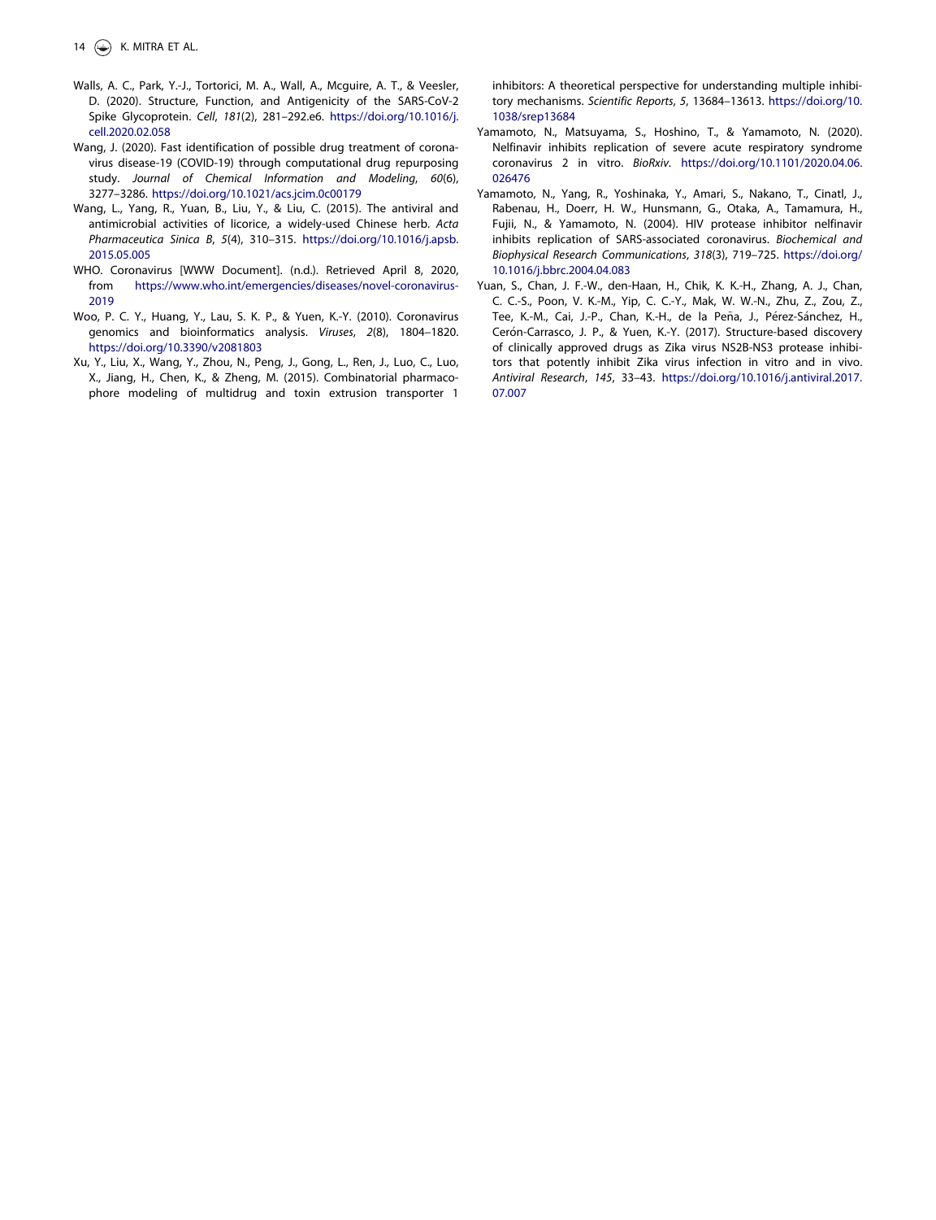Walls, A. C., Park, Y.-J., Tortorici, M. A., Wall, A., Mcguire, A. T., & Veesler, D. (2020). Structure, Function, and Antigenicity of the SARS-CoV-2 Spike Glycoprotein. *Cell*, *181*(2), 281–292.e6. https://doi.org/10.1016/j.cell.2020.02.058

Wang, J. (2020). Fast identification of possible drug treatment of coronavirus disease-19 (COVID-19) through computational drug repurposing study. *Journal of Chemical Information and Modeling*, *60*(6), 3277–3286. https://doi.org/10.1021/acs.jcim.0c00179

Wang, L., Yang, R., Yuan, B., Liu, Y., & Liu, C. (2015). The antiviral and antimicrobial activities of licorice, a widely-used Chinese herb. *Acta Pharmaceutica Sinica B*, *5*(4), 310–315. https://doi.org/10.1016/j.apsb.2015.05.005

WHO. Coronavirus [WWW Document]. (n.d.). Retrieved April 8, 2020, from https://www.who.int/emergencies/diseases/novel-coronavirus-2019

Woo, P. C. Y., Huang, Y., Lau, S. K. P., & Yuen, K.-Y. (2010). Coronavirus genomics and bioinformatics analysis. *Viruses*, *2*(8), 1804–1820. https://doi.org/10.3390/v2081803

Xu, Y., Liu, X., Wang, Y., Zhou, N., Peng, J., Gong, L., Ren, J., Luo, C., Luo, X., Jiang, H., Chen, K., & Zheng, M. (2015). Combinatorial pharmacophore modeling of multidrug and toxin extrusion transporter 1 inhibitors: A theoretical perspective for understanding multiple inhibitory mechanisms. *Scientific Reports*, *5*, 13684–13613. https://doi.org/10.1038/srep13684

Yamamoto, N., Matsuyama, S., Hoshino, T., & Yamamoto, N. (2020). Nelfinavir inhibits replication of severe acute respiratory syndrome coronavirus 2 in vitro. *BioRxiv*. https://doi.org/10.1101/2020.04.06.026476

Yamamoto, N., Yang, R., Yoshinaka, Y., Amari, S., Nakano, T., Cinatl, J., Rabenau, H., Doerr, H. W., Hunsmann, G., Otaka, A., Tamamura, H., Fujii, N., & Yamamoto, N. (2004). HIV protease inhibitor nelfinavir inhibits replication of SARS-associated coronavirus. *Biochemical and Biophysical Research Communications*, *318*(3), 719–725. https://doi.org/10.1016/j.bbrc.2004.04.083

Yuan, S., Chan, J. F.-W., den-Haan, H., Chik, K. K.-H., Zhang, A. J., Chan, C. C.-S., Poon, V. K.-M., Yip, C. C.-Y., Mak, W. W.-N., Zhu, Z., Zou, Z., Tee, K.-M., Cai, J.-P., Chan, K.-H., de la Peña, J., Pérez-Sánchez, H., Cerón-Carrasco, J. P., & Yuen, K.-Y. (2017). Structure-based discovery of clinically approved drugs as Zika virus NS2B-NS3 protease inhibitors that potently inhibit Zika virus infection in vitro and in vivo. *Antiviral Research*, *145*, 33–43. https://doi.org/10.1016/j.antiviral.2017.07.007